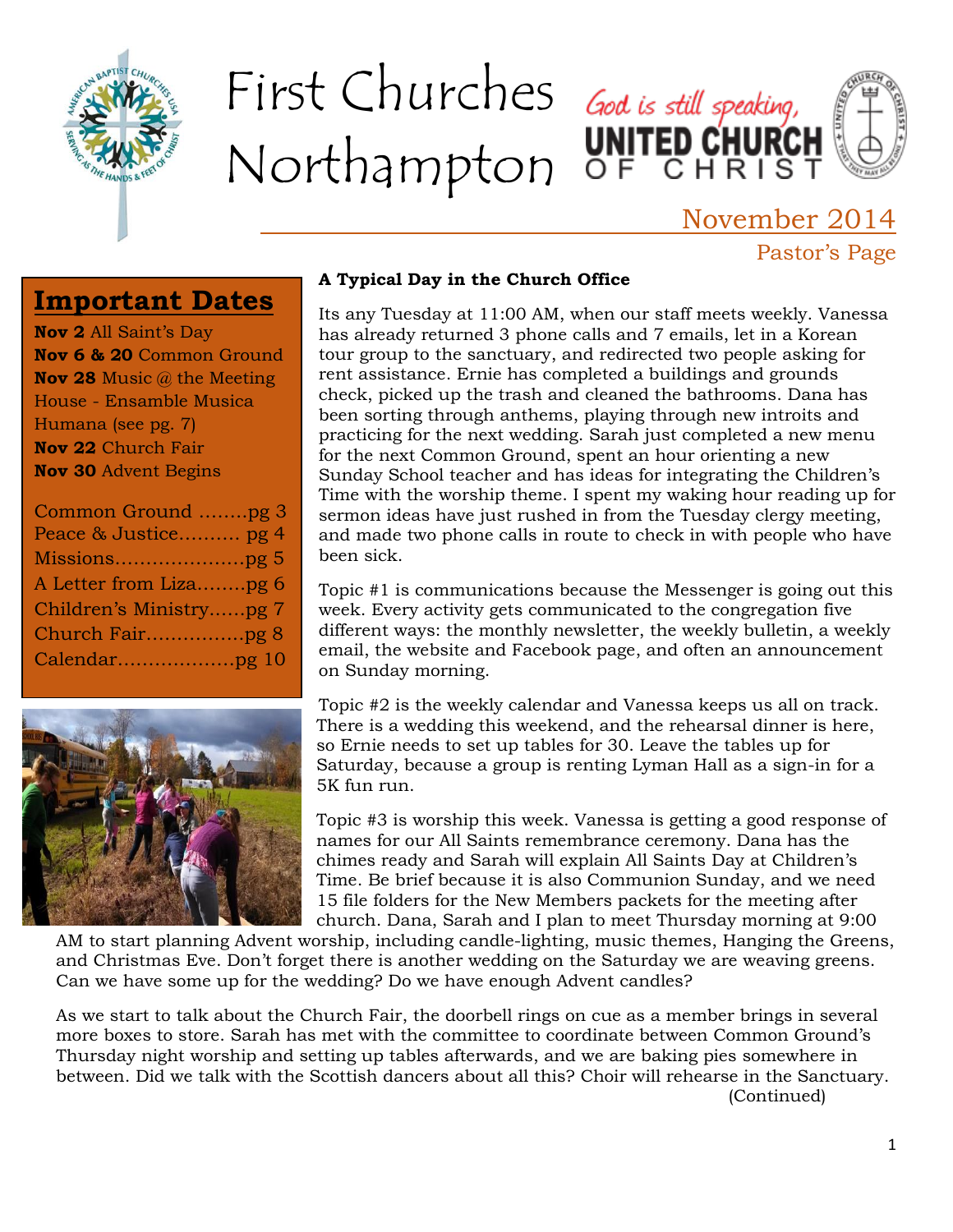# First Churches Northampton

God is still speaking,
UNITED CHURCH OF CHRIST

November 2014

Pastor's Page

## Important Dates

**Nov 2** All Saint's Day
**Nov 6 & 20** Common Ground
**Nov 28** Music @ the Meeting House - Ensamble Musica Humana (see pg. 7)
**Nov 22** Church Fair
**Nov 30** Advent Begins

Common Ground ........pg 3
Peace & Justice.......... pg 4
Missions.....................pg 5
A Letter from Liza........pg 6
Children's Ministry......pg 7
Church Fair................pg 8
Calendar...................pg 10

**A Typical Day in the Church Office**

Its any Tuesday at 11:00 AM, when our staff meets weekly. Vanessa has already returned 3 phone calls and 7 emails, let in a Korean tour group to the sanctuary, and redirected two people asking for rent assistance. Ernie has completed a buildings and grounds check, picked up the trash and cleaned the bathrooms. Dana has been sorting through anthems, playing through new introits and practicing for the next wedding. Sarah just completed a new menu for the next Common Ground, spent an hour orienting a new Sunday School teacher and has ideas for integrating the Children's Time with the worship theme. I spent my waking hour reading up for sermon ideas have just rushed in from the Tuesday clergy meeting, and made two phone calls in route to check in with people who have been sick.

Topic #1 is communications because the Messenger is going out this week. Every activity gets communicated to the congregation five different ways: the monthly newsletter, the weekly bulletin, a weekly email, the website and Facebook page, and often an announcement on Sunday morning.

Topic #2 is the weekly calendar and Vanessa keeps us all on track. There is a wedding this weekend, and the rehearsal dinner is here, so Ernie needs to set up tables for 30. Leave the tables up for Saturday, because a group is renting Lyman Hall as a sign-in for a 5K fun run.

Topic #3 is worship this week. Vanessa is getting a good response of names for our All Saints remembrance ceremony. Dana has the chimes ready and Sarah will explain All Saints Day at Children's Time. Be brief because it is also Communion Sunday, and we need 15 file folders for the New Members packets for the meeting after church. Dana, Sarah and I plan to meet Thursday morning at 9:00 AM to start planning Advent worship, including candle-lighting, music themes, Hanging the Greens, and Christmas Eve. Don't forget there is another wedding on the Saturday we are weaving greens. Can we have some up for the wedding? Do we have enough Advent candles?

As we start to talk about the Church Fair, the doorbell rings on cue as a member brings in several more boxes to store. Sarah has met with the committee to coordinate between Common Ground's Thursday night worship and setting up tables afterwards, and we are baking pies somewhere in between. Did we talk with the Scottish dancers about all this? Choir will rehearse in the Sanctuary.

(Continued)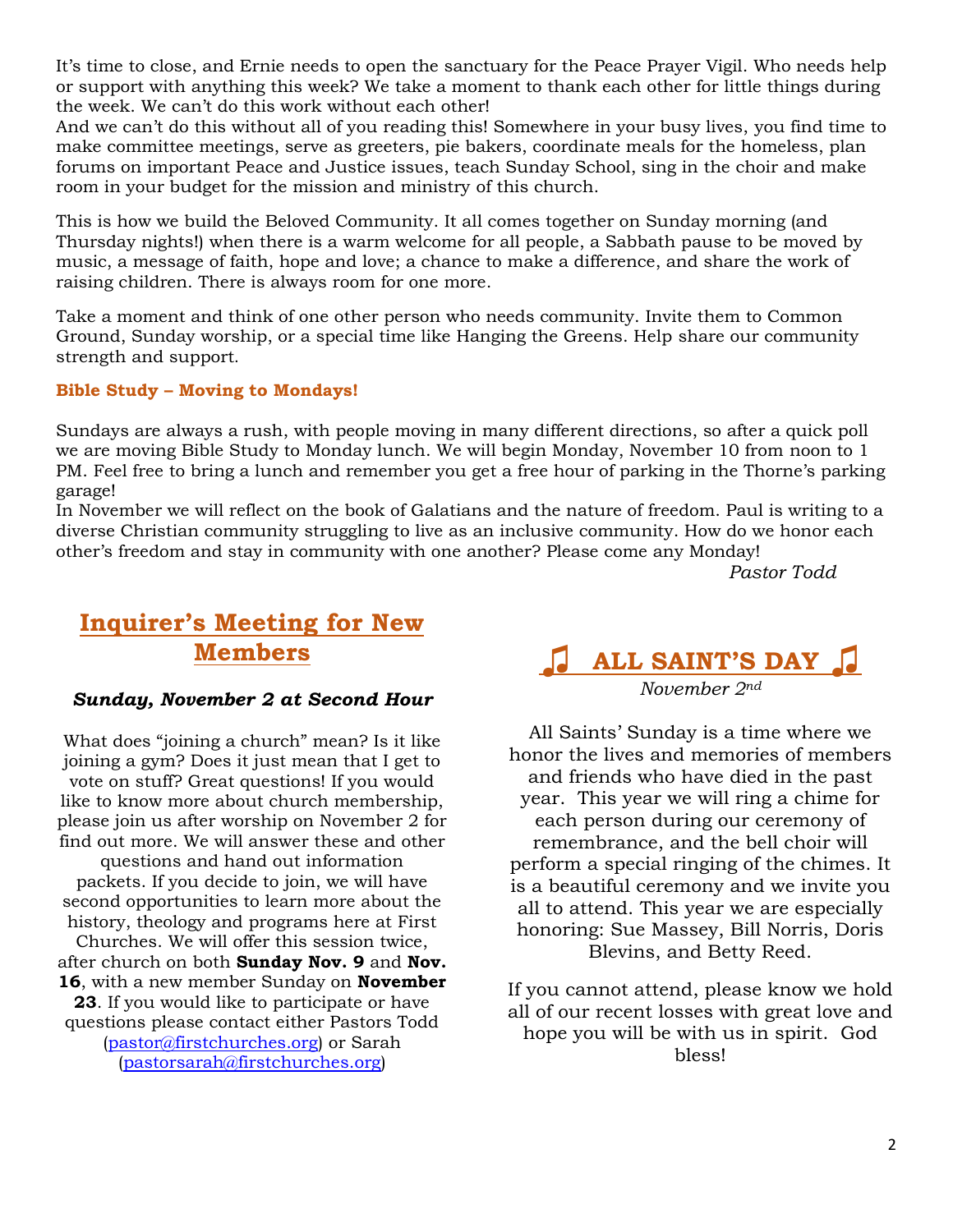It's time to close, and Ernie needs to open the sanctuary for the Peace Prayer Vigil. Who needs help or support with anything this week? We take a moment to thank each other for little things during the week. We can't do this work without each other!

And we can't do this without all of you reading this! Somewhere in your busy lives, you find time to make committee meetings, serve as greeters, pie bakers, coordinate meals for the homeless, plan forums on important Peace and Justice issues, teach Sunday School, sing in the choir and make room in your budget for the mission and ministry of this church.

This is how we build the Beloved Community. It all comes together on Sunday morning (and Thursday nights!) when there is a warm welcome for all people, a Sabbath pause to be moved by music, a message of faith, hope and love; a chance to make a difference, and share the work of raising children. There is always room for one more.

Take a moment and think of one other person who needs community. Invite them to Common Ground, Sunday worship, or a special time like Hanging the Greens. Help share our community strength and support.

**Bible Study – Moving to Mondays!**

Sundays are always a rush, with people moving in many different directions, so after a quick poll we are moving Bible Study to Monday lunch. We will begin Monday, November 10 from noon to 1 PM. Feel free to bring a lunch and remember you get a free hour of parking in the Thorne's parking garage!

In November we will reflect on the book of Galatians and the nature of freedom. Paul is writing to a diverse Christian community struggling to live as an inclusive community. How do we honor each other's freedom and stay in community with one another? Please come any Monday!

*Pastor Todd*

## Inquirer's Meeting for New Members

***Sunday, November 2 at Second Hour***

What does "joining a church" mean? Is it like joining a gym? Does it just mean that I get to vote on stuff? Great questions! If you would like to know more about church membership, please join us after worship on November 2 for find out more. We will answer these and other questions and hand out information packets. If you decide to join, we will have second opportunities to learn more about the history, theology and programs here at First Churches. We will offer this session twice, after church on both **Sunday Nov. 9** and **Nov. 16**, with a new member Sunday on **November 23**. If you would like to participate or have questions please contact either Pastors Todd (pastor@firstchurches.org) or Sarah (pastorsarah@firstchurches.org)

## ♫ ALL SAINT'S DAY ♫

*November 2nd*

All Saints' Sunday is a time where we honor the lives and memories of members and friends who have died in the past year. This year we will ring a chime for each person during our ceremony of remembrance, and the bell choir will perform a special ringing of the chimes. It is a beautiful ceremony and we invite you all to attend. This year we are especially honoring: Sue Massey, Bill Norris, Doris Blevins, and Betty Reed.

If you cannot attend, please know we hold all of our recent losses with great love and hope you will be with us in spirit. God bless!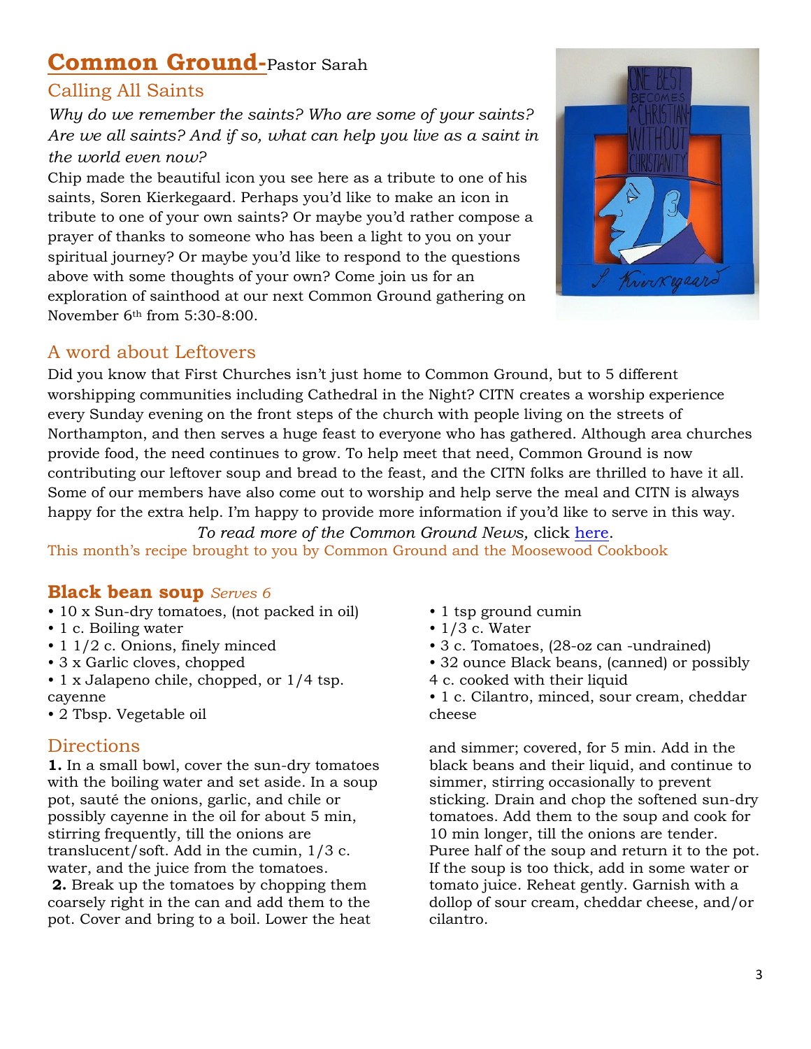## Common Ground-Pastor Sarah

### Calling All Saints

*Why do we remember the saints? Who are some of your saints? Are we all saints? And if so, what can help you live as a saint in the world even now?*

Chip made the beautiful icon you see here as a tribute to one of his saints, Soren Kierkegaard. Perhaps you'd like to make an icon in tribute to one of your own saints? Or maybe you'd rather compose a prayer of thanks to someone who has been a light to you on your spiritual journey? Or maybe you'd like to respond to the questions above with some thoughts of your own? Come join us for an exploration of sainthood at our next Common Ground gathering on November 6th from 5:30-8:00.

### A word about Leftovers

Did you know that First Churches isn't just home to Common Ground, but to 5 different worshipping communities including Cathedral in the Night? CITN creates a worship experience every Sunday evening on the front steps of the church with people living on the streets of Northampton, and then serves a huge feast to everyone who has gathered. Although area churches provide food, the need continues to grow. To help meet that need, Common Ground is now contributing our leftover soup and bread to the feast, and the CITN folks are thrilled to have it all. Some of our members have also come out to worship and help serve the meal and CITN is always happy for the extra help. I'm happy to provide more information if you'd like to serve in this way.

*To read more of the Common Ground News,* click here.

This month's recipe brought to you by Common Ground and the Moosewood Cookbook

### Black bean soup *Serves 6*

- 10 x Sun-dry tomatoes, (not packed in oil)
- 1 c. Boiling water
- 1 1/2 c. Onions, finely minced
- 3 x Garlic cloves, chopped
- 1 x Jalapeno chile, chopped, or 1/4 tsp. cayenne
- 2 Tbsp. Vegetable oil
- 1 tsp ground cumin
- 1/3 c. Water
- 3 c. Tomatoes, (28-oz can -undrained)
- 32 ounce Black beans, (canned) or possibly 4 c. cooked with their liquid
- 1 c. Cilantro, minced, sour cream, cheddar cheese

### Directions

**1.** In a small bowl, cover the sun-dry tomatoes with the boiling water and set aside. In a soup pot, sauté the onions, garlic, and chile or possibly cayenne in the oil for about 5 min, stirring frequently, till the onions are translucent/soft. Add in the cumin, 1/3 c. water, and the juice from the tomatoes.

**2.** Break up the tomatoes by chopping them coarsely right in the can and add them to the pot. Cover and bring to a boil. Lower the heat and simmer; covered, for 5 min. Add in the black beans and their liquid, and continue to simmer, stirring occasionally to prevent sticking. Drain and chop the softened sun-dry tomatoes. Add them to the soup and cook for 10 min longer, till the onions are tender. Puree half of the soup and return it to the pot. If the soup is too thick, add in some water or tomato juice. Reheat gently. Garnish with a dollop of sour cream, cheddar cheese, and/or cilantro.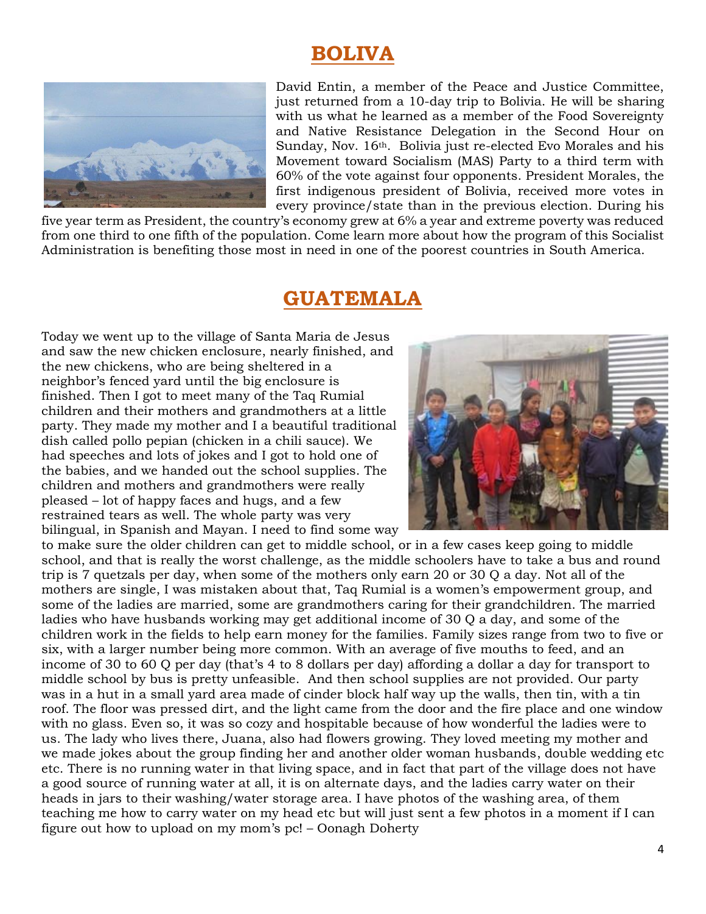## BOLIVA

David Entin, a member of the Peace and Justice Committee, just returned from a 10-day trip to Bolivia. He will be sharing with us what he learned as a member of the Food Sovereignty and Native Resistance Delegation in the Second Hour on Sunday, Nov. 16th. Bolivia just re-elected Evo Morales and his Movement toward Socialism (MAS) Party to a third term with 60% of the vote against four opponents. President Morales, the first indigenous president of Bolivia, received more votes in every province/state than in the previous election. During his five year term as President, the country's economy grew at 6% a year and extreme poverty was reduced from one third to one fifth of the population. Come learn more about how the program of this Socialist Administration is benefiting those most in need in one of the poorest countries in South America.

## GUATEMALA

Today we went up to the village of Santa Maria de Jesus and saw the new chicken enclosure, nearly finished, and the new chickens, who are being sheltered in a neighbor's fenced yard until the big enclosure is finished. Then I got to meet many of the Taq Rumial children and their mothers and grandmothers at a little party. They made my mother and I a beautiful traditional dish called pollo pepian (chicken in a chili sauce). We had speeches and lots of jokes and I got to hold one of the babies, and we handed out the school supplies. The children and mothers and grandmothers were really pleased – lot of happy faces and hugs, and a few restrained tears as well. The whole party was very bilingual, in Spanish and Mayan. I need to find some way to make sure the older children can get to middle school, or in a few cases keep going to middle school, and that is really the worst challenge, as the middle schoolers have to take a bus and round trip is 7 quetzals per day, when some of the mothers only earn 20 or 30 Q a day. Not all of the mothers are single, I was mistaken about that, Taq Rumial is a women's empowerment group, and some of the ladies are married, some are grandmothers caring for their grandchildren. The married ladies who have husbands working may get additional income of 30 Q a day, and some of the children work in the fields to help earn money for the families. Family sizes range from two to five or six, with a larger number being more common. With an average of five mouths to feed, and an income of 30 to 60 Q per day (that's 4 to 8 dollars per day) affording a dollar a day for transport to middle school by bus is pretty unfeasible. And then school supplies are not provided. Our party was in a hut in a small yard area made of cinder block half way up the walls, then tin, with a tin roof. The floor was pressed dirt, and the light came from the door and the fire place and one window with no glass. Even so, it was so cozy and hospitable because of how wonderful the ladies were to us. The lady who lives there, Juana, also had flowers growing. They loved meeting my mother and we made jokes about the group finding her and another older woman husbands, double wedding etc etc. There is no running water in that living space, and in fact that part of the village does not have a good source of running water at all, it is on alternate days, and the ladies carry water on their heads in jars to their washing/water storage area. I have photos of the washing area, of them teaching me how to carry water on my head etc but will just sent a few photos in a moment if I can figure out how to upload on my mom's pc! – Oonagh Doherty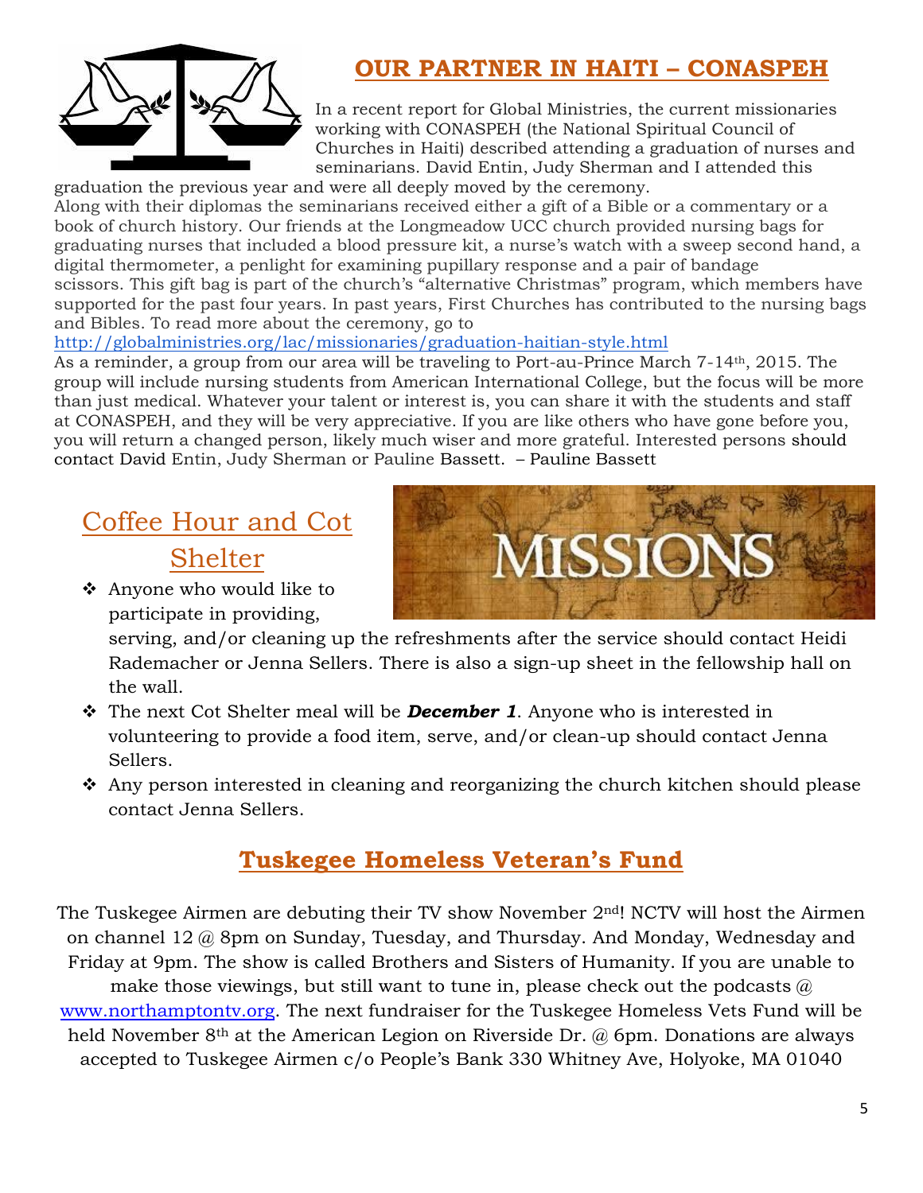## OUR PARTNER IN HAITI – CONASPEH

In a recent report for Global Ministries, the current missionaries working with CONASPEH (the National Spiritual Council of Churches in Haiti) described attending a graduation of nurses and seminarians. David Entin, Judy Sherman and I attended this graduation the previous year and were all deeply moved by the ceremony. Along with their diplomas the seminarians received either a gift of a Bible or a commentary or a book of church history. Our friends at the Longmeadow UCC church provided nursing bags for graduating nurses that included a blood pressure kit, a nurse's watch with a sweep second hand, a digital thermometer, a penlight for examining pupillary response and a pair of bandage scissors. This gift bag is part of the church's "alternative Christmas" program, which members have supported for the past four years. In past years, First Churches has contributed to the nursing bags and Bibles. To read more about the ceremony, go to http://globalministries.org/lac/missionaries/graduation-haitian-style.html

As a reminder, a group from our area will be traveling to Port-au-Prince March 7-14th, 2015. The group will include nursing students from American International College, but the focus will be more than just medical. Whatever your talent or interest is, you can share it with the students and staff at CONASPEH, and they will be very appreciative. If you are like others who have gone before you, you will return a changed person, likely much wiser and more grateful. Interested persons should contact David Entin, Judy Sherman or Pauline Bassett. – Pauline Bassett

## Coffee Hour and Cot Shelter

- Anyone who would like to participate in providing, serving, and/or cleaning up the refreshments after the service should contact Heidi Rademacher or Jenna Sellers. There is also a sign-up sheet in the fellowship hall on the wall.
- The next Cot Shelter meal will be ***December 1***. Anyone who is interested in volunteering to provide a food item, serve, and/or clean-up should contact Jenna Sellers.
- Any person interested in cleaning and reorganizing the church kitchen should please contact Jenna Sellers.

## Tuskegee Homeless Veteran's Fund

The Tuskegee Airmen are debuting their TV show November 2nd! NCTV will host the Airmen on channel 12 @ 8pm on Sunday, Tuesday, and Thursday. And Monday, Wednesday and Friday at 9pm. The show is called Brothers and Sisters of Humanity. If you are unable to make those viewings, but still want to tune in, please check out the podcasts @ www.northamptontv.org. The next fundraiser for the Tuskegee Homeless Vets Fund will be held November 8th at the American Legion on Riverside Dr. @ 6pm. Donations are always accepted to Tuskegee Airmen c/o People's Bank 330 Whitney Ave, Holyoke, MA 01040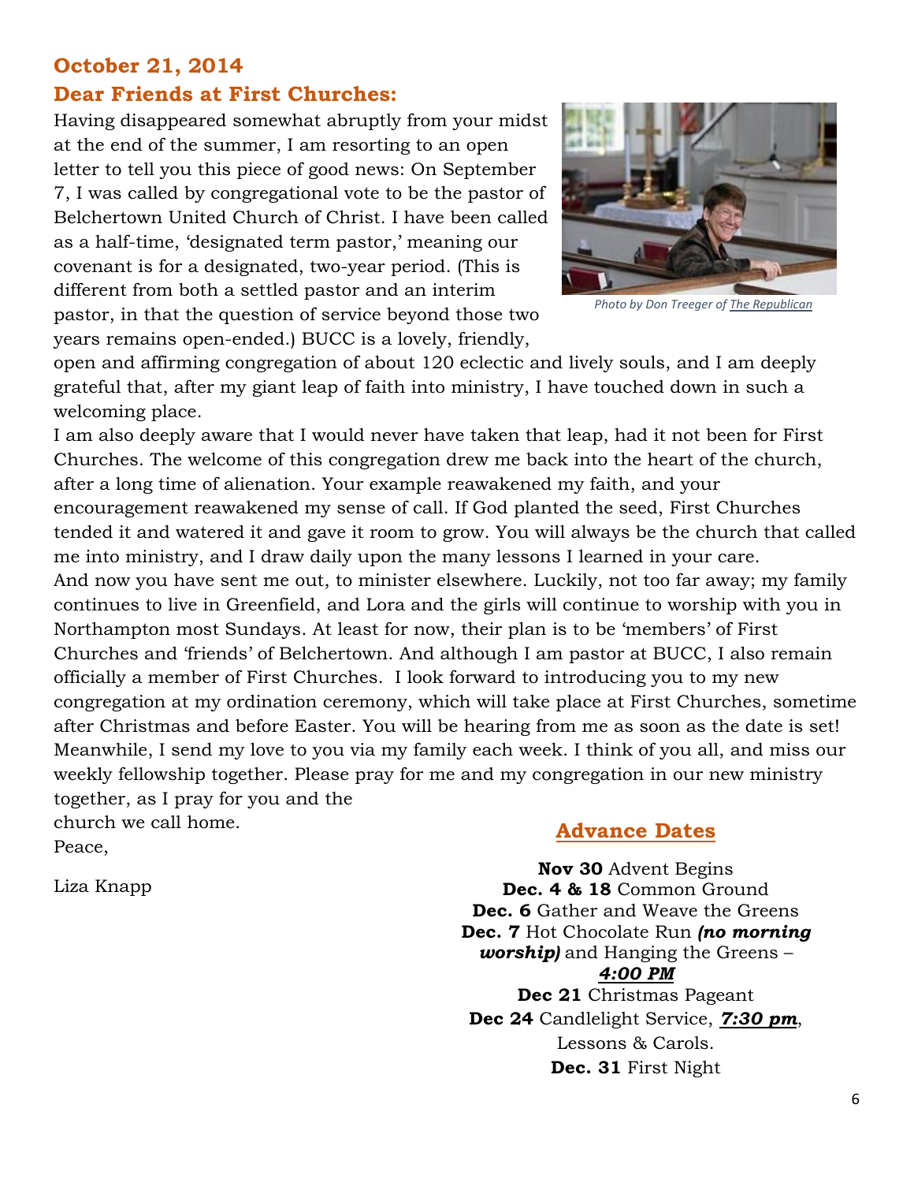## October 21, 2014

## Dear Friends at First Churches:

Having disappeared somewhat abruptly from your midst at the end of the summer, I am resorting to an open letter to tell you this piece of good news: On September 7, I was called by congregational vote to be the pastor of Belchertown United Church of Christ. I have been called as a half-time, 'designated term pastor,' meaning our covenant is for a designated, two-year period. (This is different from both a settled pastor and an interim pastor, in that the question of service beyond those two years remains open-ended.) BUCC is a lovely, friendly, open and affirming congregation of about 120 eclectic and lively souls, and I am deeply grateful that, after my giant leap of faith into ministry, I have touched down in such a welcoming place.

*Photo by Don Treeger of The Republican*

I am also deeply aware that I would never have taken that leap, had it not been for First Churches. The welcome of this congregation drew me back into the heart of the church, after a long time of alienation. Your example reawakened my faith, and your encouragement reawakened my sense of call. If God planted the seed, First Churches tended it and watered it and gave it room to grow. You will always be the church that called me into ministry, and I draw daily upon the many lessons I learned in your care.

And now you have sent me out, to minister elsewhere. Luckily, not too far away; my family continues to live in Greenfield, and Lora and the girls will continue to worship with you in Northampton most Sundays. At least for now, their plan is to be 'members' of First Churches and 'friends' of Belchertown. And although I am pastor at BUCC, I also remain officially a member of First Churches. I look forward to introducing you to my new congregation at my ordination ceremony, which will take place at First Churches, sometime after Christmas and before Easter. You will be hearing from me as soon as the date is set! Meanwhile, I send my love to you via my family each week. I think of you all, and miss our weekly fellowship together. Please pray for me and my congregation in our new ministry together, as I pray for you and the church we call home.

Peace,

Liza Knapp

## Advance Dates

**Nov 30** Advent Begins
**Dec. 4 & 18** Common Ground
**Dec. 6** Gather and Weave the Greens
**Dec. 7** Hot Chocolate Run ***(no morning worship)*** and Hanging the Greens – ***4:00 PM***
**Dec 21** Christmas Pageant
**Dec 24** Candlelight Service, ***7:30 pm***, Lessons & Carols.
**Dec. 31** First Night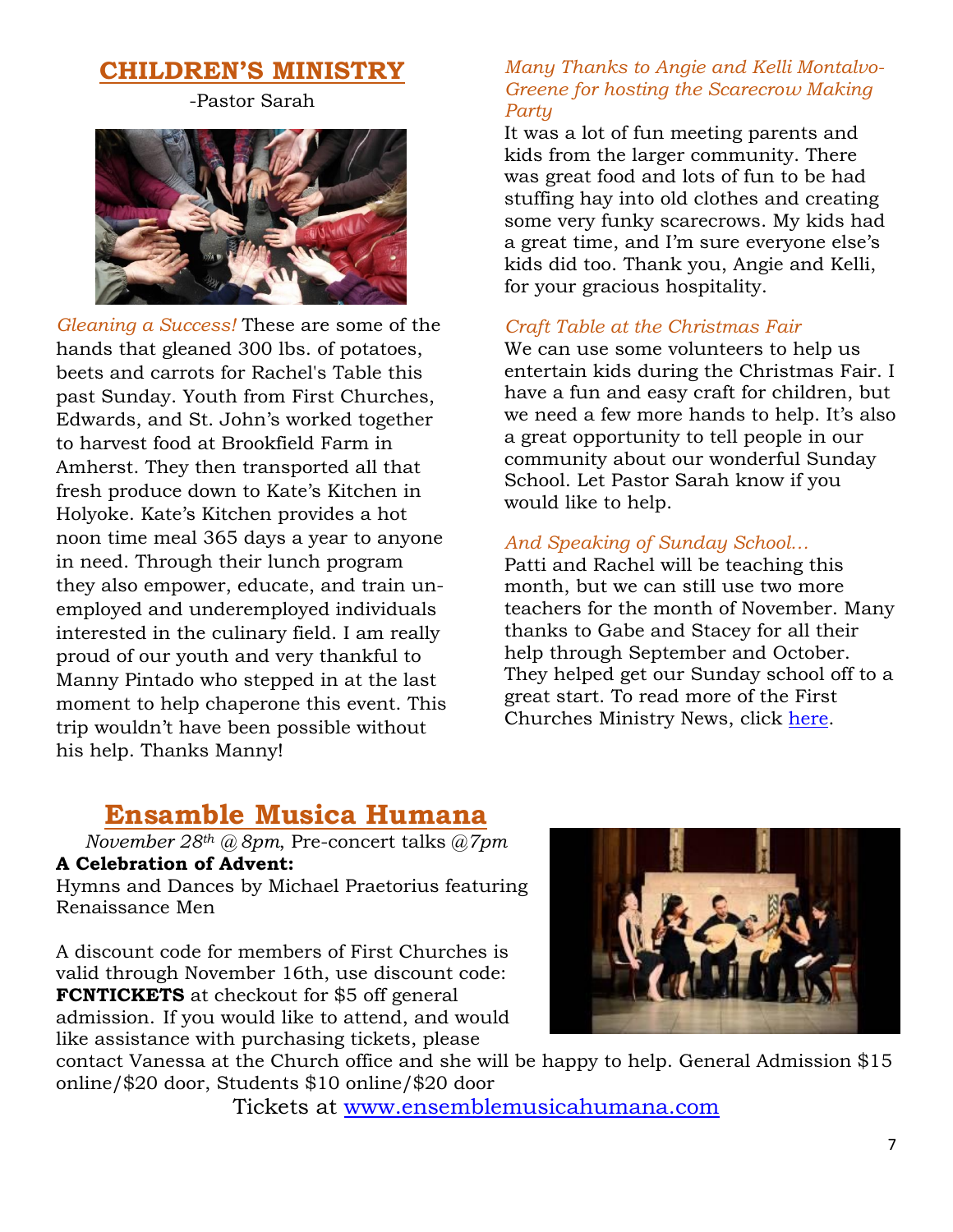## CHILDREN'S MINISTRY

-Pastor Sarah

*Gleaning a Success!* These are some of the hands that gleaned 300 lbs. of potatoes, beets and carrots for Rachel's Table this past Sunday. Youth from First Churches, Edwards, and St. John's worked together to harvest food at Brookfield Farm in Amherst. They then transported all that fresh produce down to Kate's Kitchen in Holyoke. Kate's Kitchen provides a hot noon time meal 365 days a year to anyone in need. Through their lunch program they also empower, educate, and train un-employed and underemployed individuals interested in the culinary field. I am really proud of our youth and very thankful to Manny Pintado who stepped in at the last moment to help chaperone this event. This trip wouldn't have been possible without his help. Thanks Manny!

*Many Thanks to Angie and Kelli Montalvo-Greene for hosting the Scarecrow Making Party*

It was a lot of fun meeting parents and kids from the larger community. There was great food and lots of fun to be had stuffing hay into old clothes and creating some very funky scarecrows. My kids had a great time, and I'm sure everyone else's kids did too. Thank you, Angie and Kelli, for your gracious hospitality.

*Craft Table at the Christmas Fair*

We can use some volunteers to help us entertain kids during the Christmas Fair. I have a fun and easy craft for children, but we need a few more hands to help. It's also a great opportunity to tell people in our community about our wonderful Sunday School. Let Pastor Sarah know if you would like to help.

*And Speaking of Sunday School…*

Patti and Rachel will be teaching this month, but we can still use two more teachers for the month of November. Many thanks to Gabe and Stacey for all their help through September and October. They helped get our Sunday school off to a great start. To read more of the First Churches Ministry News, click here.

## Ensamble Musica Humana

*November 28th @ 8pm*, Pre-concert talks *@7pm*

**A Celebration of Advent:**
Hymns and Dances by Michael Praetorius featuring Renaissance Men

A discount code for members of First Churches is valid through November 16th, use discount code: **FCNTICKETS** at checkout for $5 off general admission. If you would like to attend, and would like assistance with purchasing tickets, please contact Vanessa at the Church office and she will be happy to help. General Admission $15 online/$20 door, Students $10 online/$20 door

Tickets at www.ensemblemusicahumana.com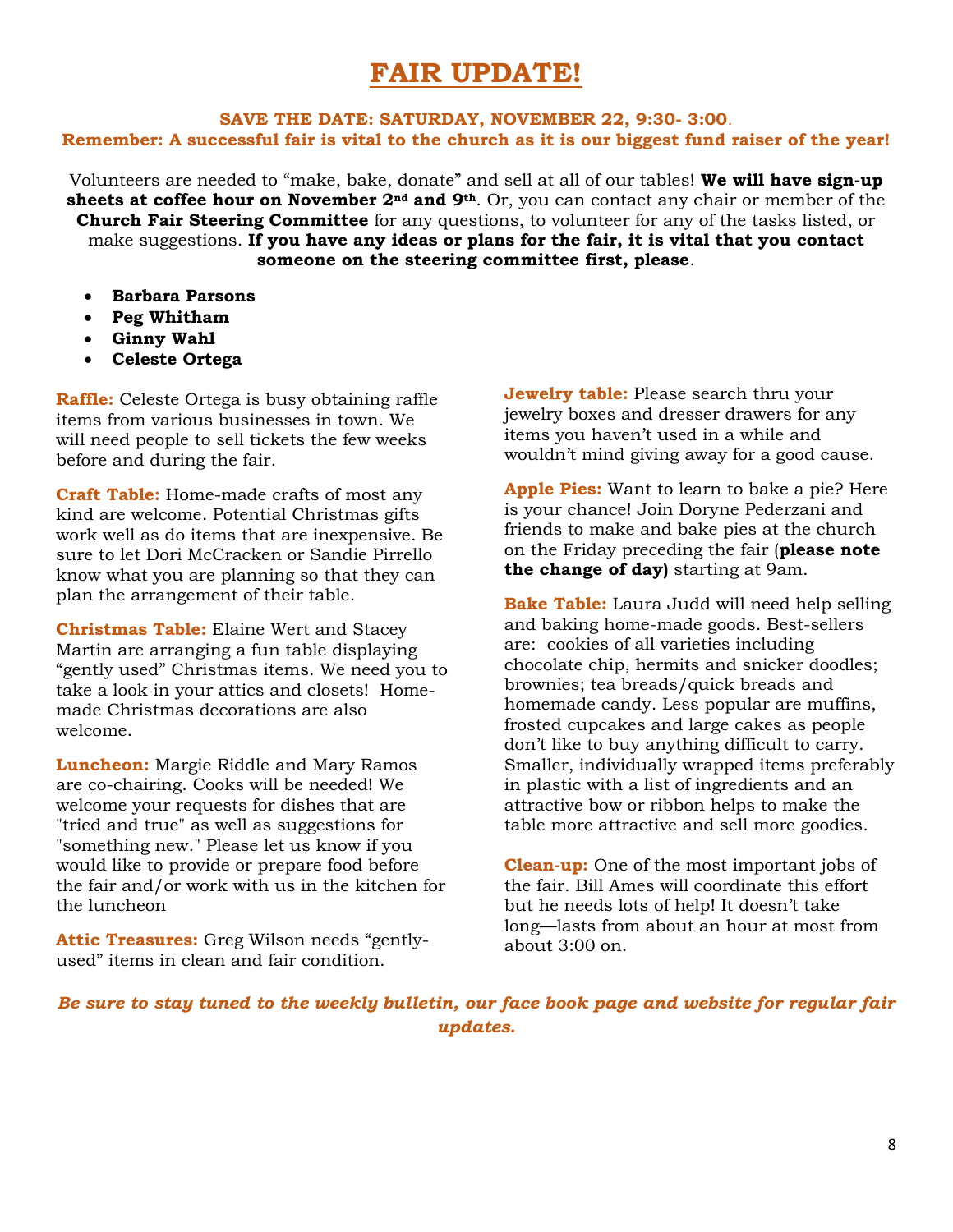# FAIR UPDATE!

**SAVE THE DATE: SATURDAY, NOVEMBER 22, 9:30- 3:00**.

**Remember: A successful fair is vital to the church as it is our biggest fund raiser of the year!**

Volunteers are needed to "make, bake, donate" and sell at all of our tables! **We will have sign-up sheets at coffee hour on November 2nd and 9th**. Or, you can contact any chair or member of the **Church Fair Steering Committee** for any questions, to volunteer for any of the tasks listed, or make suggestions. **If you have any ideas or plans for the fair, it is vital that you contact someone on the steering committee first, please**.

- **Barbara Parsons**
- **Peg Whitham**
- **Ginny Wahl**
- **Celeste Ortega**

**Raffle:** Celeste Ortega is busy obtaining raffle items from various businesses in town. We will need people to sell tickets the few weeks before and during the fair.

**Craft Table:** Home-made crafts of most any kind are welcome. Potential Christmas gifts work well as do items that are inexpensive. Be sure to let Dori McCracken or Sandie Pirrello know what you are planning so that they can plan the arrangement of their table.

**Christmas Table:** Elaine Wert and Stacey Martin are arranging a fun table displaying "gently used" Christmas items. We need you to take a look in your attics and closets! Home-made Christmas decorations are also welcome.

**Luncheon:** Margie Riddle and Mary Ramos are co-chairing. Cooks will be needed! We welcome your requests for dishes that are "tried and true" as well as suggestions for "something new." Please let us know if you would like to provide or prepare food before the fair and/or work with us in the kitchen for the luncheon

**Attic Treasures:** Greg Wilson needs "gently-used" items in clean and fair condition.

**Jewelry table:** Please search thru your jewelry boxes and dresser drawers for any items you haven't used in a while and wouldn't mind giving away for a good cause.

**Apple Pies:** Want to learn to bake a pie? Here is your chance! Join Doryne Pederzani and friends to make and bake pies at the church on the Friday preceding the fair (**please note the change of day)** starting at 9am.

**Bake Table:** Laura Judd will need help selling and baking home-made goods. Best-sellers are: cookies of all varieties including chocolate chip, hermits and snicker doodles; brownies; tea breads/quick breads and homemade candy. Less popular are muffins, frosted cupcakes and large cakes as people don't like to buy anything difficult to carry. Smaller, individually wrapped items preferably in plastic with a list of ingredients and an attractive bow or ribbon helps to make the table more attractive and sell more goodies.

**Clean-up:** One of the most important jobs of the fair. Bill Ames will coordinate this effort but he needs lots of help! It doesn't take long—lasts from about an hour at most from about 3:00 on.

***Be sure to stay tuned to the weekly bulletin, our face book page and website for regular fair updates.***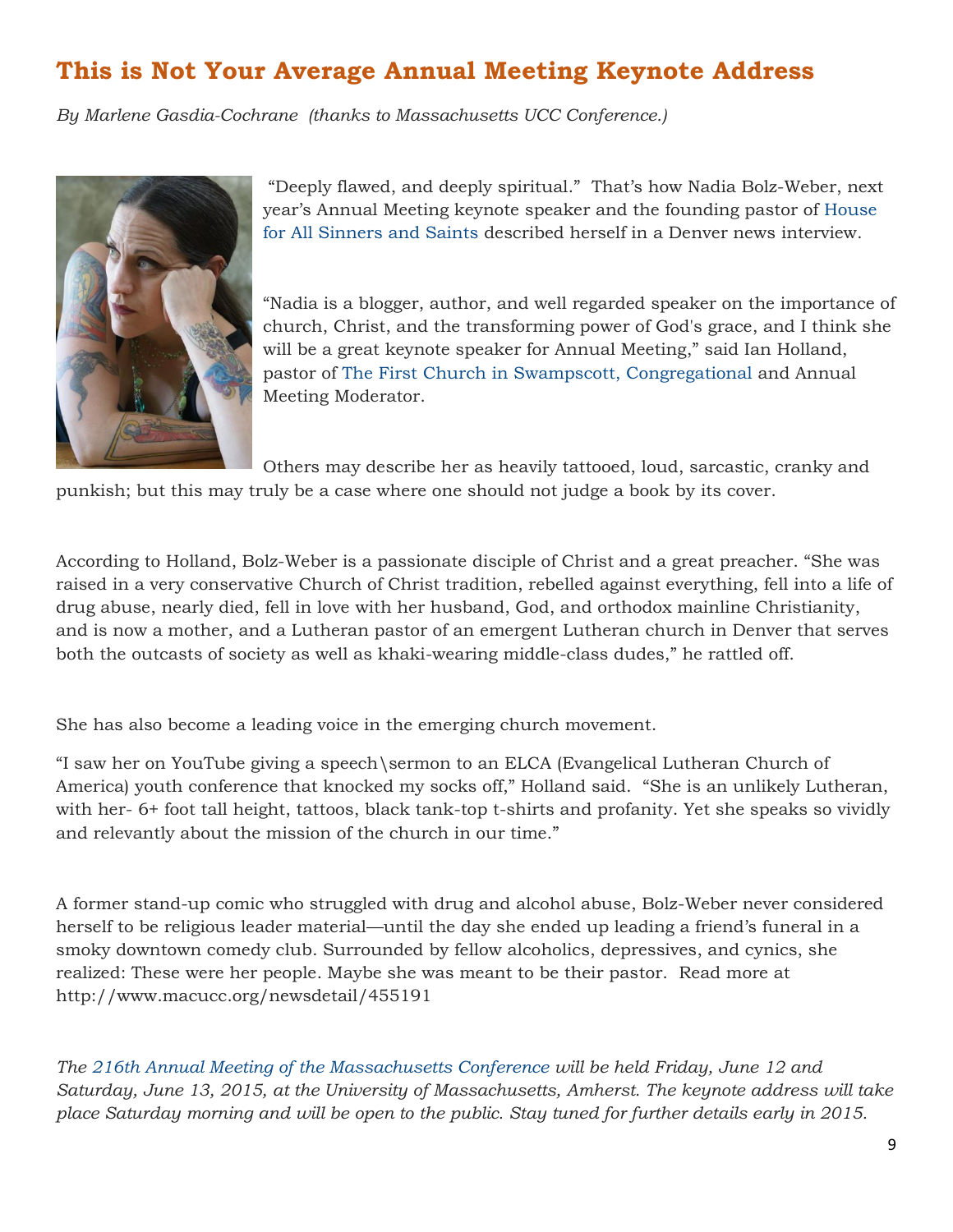# This is Not Your Average Annual Meeting Keynote Address

*By Marlene Gasdia-Cochrane (thanks to Massachusetts UCC Conference.)*

"Deeply flawed, and deeply spiritual." That's how Nadia Bolz-Weber, next year's Annual Meeting keynote speaker and the founding pastor of House for All Sinners and Saints described herself in a Denver news interview.

"Nadia is a blogger, author, and well regarded speaker on the importance of church, Christ, and the transforming power of God's grace, and I think she will be a great keynote speaker for Annual Meeting," said Ian Holland, pastor of The First Church in Swampscott, Congregational and Annual Meeting Moderator.

Others may describe her as heavily tattooed, loud, sarcastic, cranky and punkish; but this may truly be a case where one should not judge a book by its cover.

According to Holland, Bolz-Weber is a passionate disciple of Christ and a great preacher. "She was raised in a very conservative Church of Christ tradition, rebelled against everything, fell into a life of drug abuse, nearly died, fell in love with her husband, God, and orthodox mainline Christianity, and is now a mother, and a Lutheran pastor of an emergent Lutheran church in Denver that serves both the outcasts of society as well as khaki-wearing middle-class dudes," he rattled off.

She has also become a leading voice in the emerging church movement.

"I saw her on YouTube giving a speech\sermon to an ELCA (Evangelical Lutheran Church of America) youth conference that knocked my socks off," Holland said. "She is an unlikely Lutheran, with her- 6+ foot tall height, tattoos, black tank-top t-shirts and profanity. Yet she speaks so vividly and relevantly about the mission of the church in our time."

A former stand-up comic who struggled with drug and alcohol abuse, Bolz-Weber never considered herself to be religious leader material—until the day she ended up leading a friend's funeral in a smoky downtown comedy club. Surrounded by fellow alcoholics, depressives, and cynics, she realized: These were her people. Maybe she was meant to be their pastor. Read more at http://www.macucc.org/newsdetail/455191

*The 216th Annual Meeting of the Massachusetts Conference will be held Friday, June 12 and Saturday, June 13, 2015, at the University of Massachusetts, Amherst. The keynote address will take place Saturday morning and will be open to the public. Stay tuned for further details early in 2015.*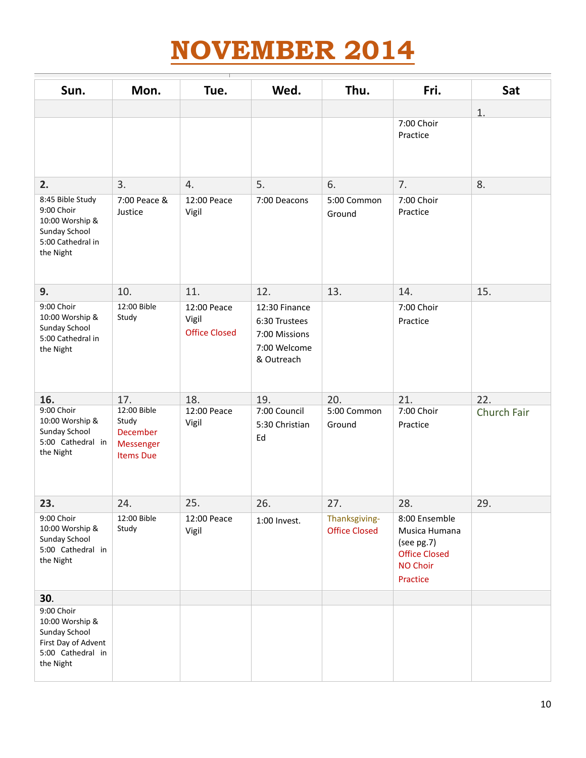# NOVEMBER 2014

| Sun. | Mon. | Tue. | Wed. | Thu. | Fri. | Sat |
|---|---|---|---|---|---|---|
| | | | | | | 1. |
| | | | | | 7:00 Choir Practice | |
| 2. | 3. | 4. | 5. | 6. | 7. | 8. |
| 8:45 Bible Study<br>9:00 Choir<br>10:00 Worship & Sunday School<br>5:00 Cathedral in the Night | 7:00 Peace & Justice | 12:00 Peace Vigil | 7:00 Deacons | 5:00 Common Ground | 7:00 Choir Practice | |
| 9. | 10. | 11. | 12. | 13. | 14. | 15. |
| 9:00 Choir<br>10:00 Worship & Sunday School<br>5:00 Cathedral in the Night | 12:00 Bible Study | 12:00 Peace Vigil<br>Office Closed | 12:30 Finance<br>6:30 Trustees<br>7:00 Missions<br>7:00 Welcome & Outreach | | 7:00 Choir Practice | |
| 16. | 17. | 18. | 19. | 20. | 21. | 22. |
| 9:00 Choir<br>10:00 Worship & Sunday School<br>5:00 Cathedral in the Night | 12:00 Bible Study<br>December Messenger Items Due | 12:00 Peace Vigil | 7:00 Council<br>5:30 Christian Ed | 5:00 Common Ground | 7:00 Choir Practice | Church Fair |
| 23. | 24. | 25. | 26. | 27. | 28. | 29. |
| 9:00 Choir<br>10:00 Worship & Sunday School<br>5:00 Cathedral in the Night | 12:00 Bible Study | 12:00 Peace Vigil | 1:00 Invest. | Thanksgiving-<br>Office Closed | 8:00 Ensemble Musica Humana (see pg.7)<br>Office Closed<br>NO Choir Practice | |
| 30. | | | | | | |
| 9:00 Choir<br>10:00 Worship & Sunday School<br>First Day of Advent<br>5:00 Cathedral in the Night | | | | | | |